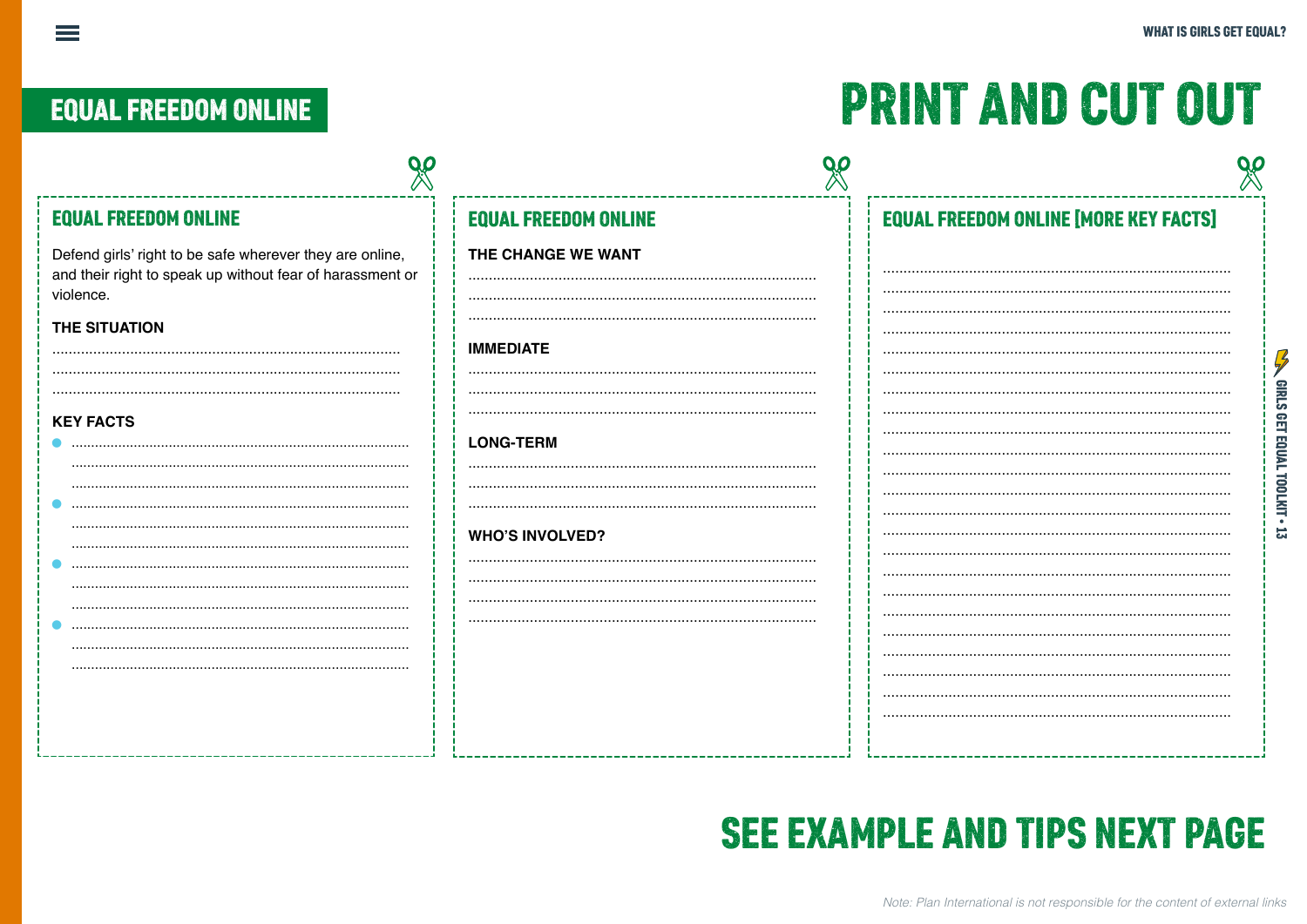## EQUAL FREEDOM ONLINE

# PRINT AND CUT OUT

### EQUAL FREEDOM ONLINE

Defend girls' right to be safe wherever they are online, and their right to speak up without fear of harassment or violence.

**THE SITUATION**

..................................................................................
..................................................................................
..................................................................................

**KEY FACTS**

- ..................................................................................
..................................................................................
..................................................................................
- ..................................................................................
..................................................................................
..................................................................................
- ..................................................................................
..................................................................................
..................................................................................
- ..................................................................................
..................................................................................
..................................................................................

### EQUAL FREEDOM ONLINE

**THE CHANGE WE WANT**

..................................................................................
..................................................................................
..................................................................................

**IMMEDIATE**

..................................................................................
..................................................................................
..................................................................................

**LONG-TERM**

..................................................................................
..................................................................................
..................................................................................

**WHO'S INVOLVED?**

..................................................................................
..................................................................................
..................................................................................
..................................................................................

### EQUAL FREEDOM ONLINE [MORE KEY FACTS]

..................................................................................
..................................................................................
..................................................................................
..................................................................................
..................................................................................
..................................................................................
..................................................................................
..................................................................................
..................................................................................
..................................................................................
..................................................................................
..................................................................................
..................................................................................
..................................................................................
..................................................................................
..................................................................................
..................................................................................
..................................................................................
..................................................................................
..................................................................................
..................................................................................
..................................................................................
..................................................................................

# SEE EXAMPLE AND TIPS NEXT PAGE

*Note: Plan International is not responsible for the content of external links*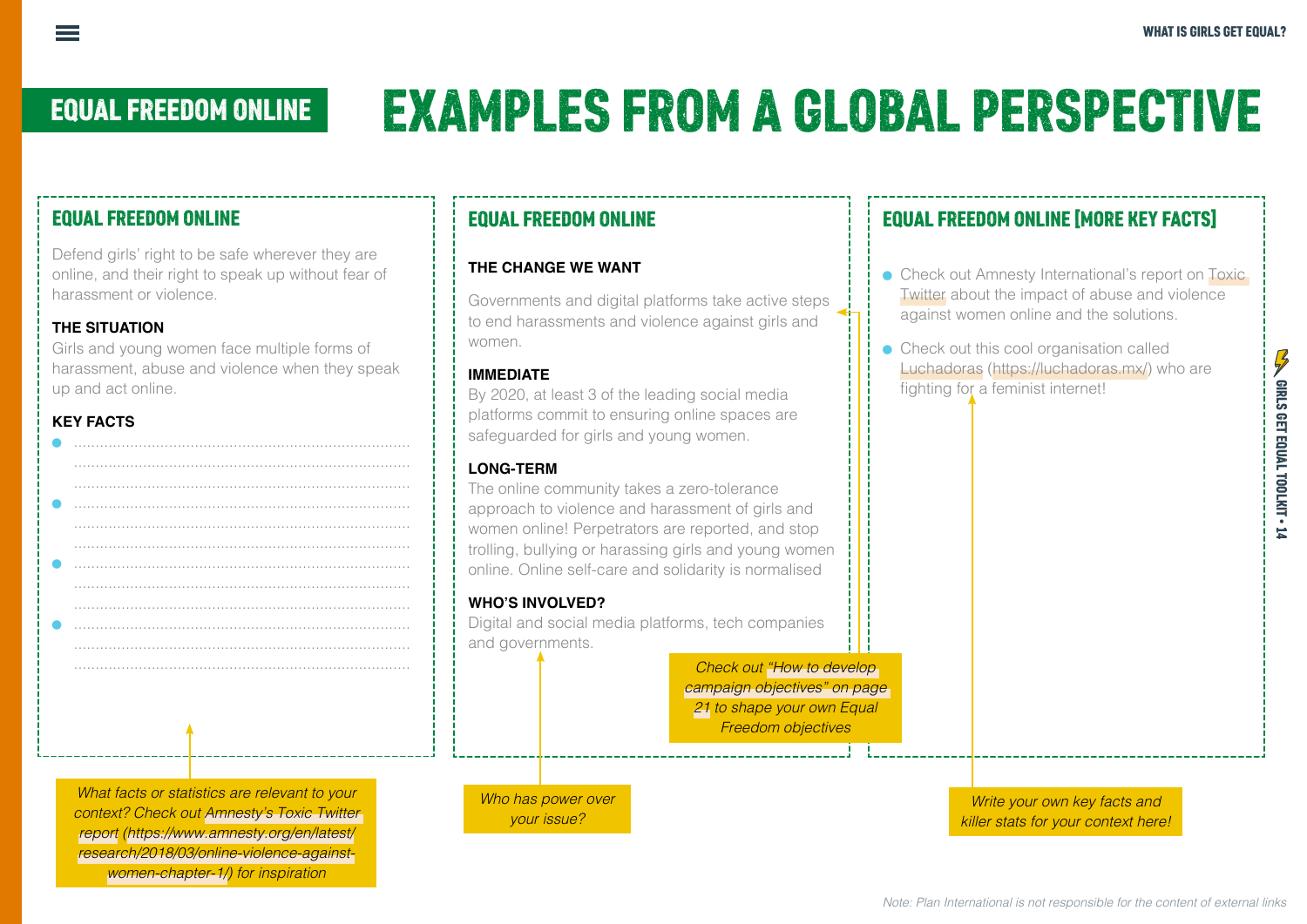# EQUAL FREEDOM ONLINE

# EXAMPLES FROM A GLOBAL PERSPECTIVE

## EQUAL FREEDOM ONLINE

Defend girls' right to be safe wherever they are online, and their right to speak up without fear of harassment or violence.

**THE SITUATION**

Girls and young women face multiple forms of harassment, abuse and violence when they speak up and act online.

**KEY FACTS**

- ..............................................................................
- ..............................................................................
- ..............................................................................
- ..............................................................................

*What facts or statistics are relevant to your context? Check out Amnesty's Toxic Twitter report (https://www.amnesty.org/en/latest/research/2018/03/online-violence-against-women-chapter-1/) for inspiration*

## EQUAL FREEDOM ONLINE

**THE CHANGE WE WANT**

Governments and digital platforms take active steps to end harassments and violence against girls and women.

**IMMEDIATE**

By 2020, at least 3 of the leading social media platforms commit to ensuring online spaces are safeguarded for girls and young women.

**LONG-TERM**

The online community takes a zero-tolerance approach to violence and harassment of girls and women online! Perpetrators are reported, and stop trolling, bullying or harassing girls and young women online. Online self-care and solidarity is normalised

**WHO'S INVOLVED?**

Digital and social media platforms, tech companies and governments.

*Check out "How to develop campaign objectives" on page 21 to shape your own Equal Freedom objectives*

*Who has power over your issue?*

## EQUAL FREEDOM ONLINE [MORE KEY FACTS]

- Check out Amnesty International's report on Toxic Twitter about the impact of abuse and violence against women online and the solutions.
- Check out this cool organisation called Luchadoras (https://luchadoras.mx/) who are fighting for a feminist internet!

*Write your own key facts and killer stats for your context here!*

*Note: Plan International is not responsible for the content of external links*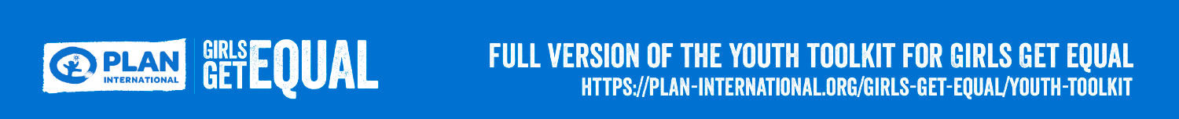PLAN INTERNATIONAL

GIRLS GET EQUAL

FULL VERSION OF THE YOUTH TOOLKIT FOR GIRLS GET EQUAL

HTTPS://PLAN-INTERNATIONAL.ORG/GIRLS-GET-EQUAL/YOUTH-TOOLKIT